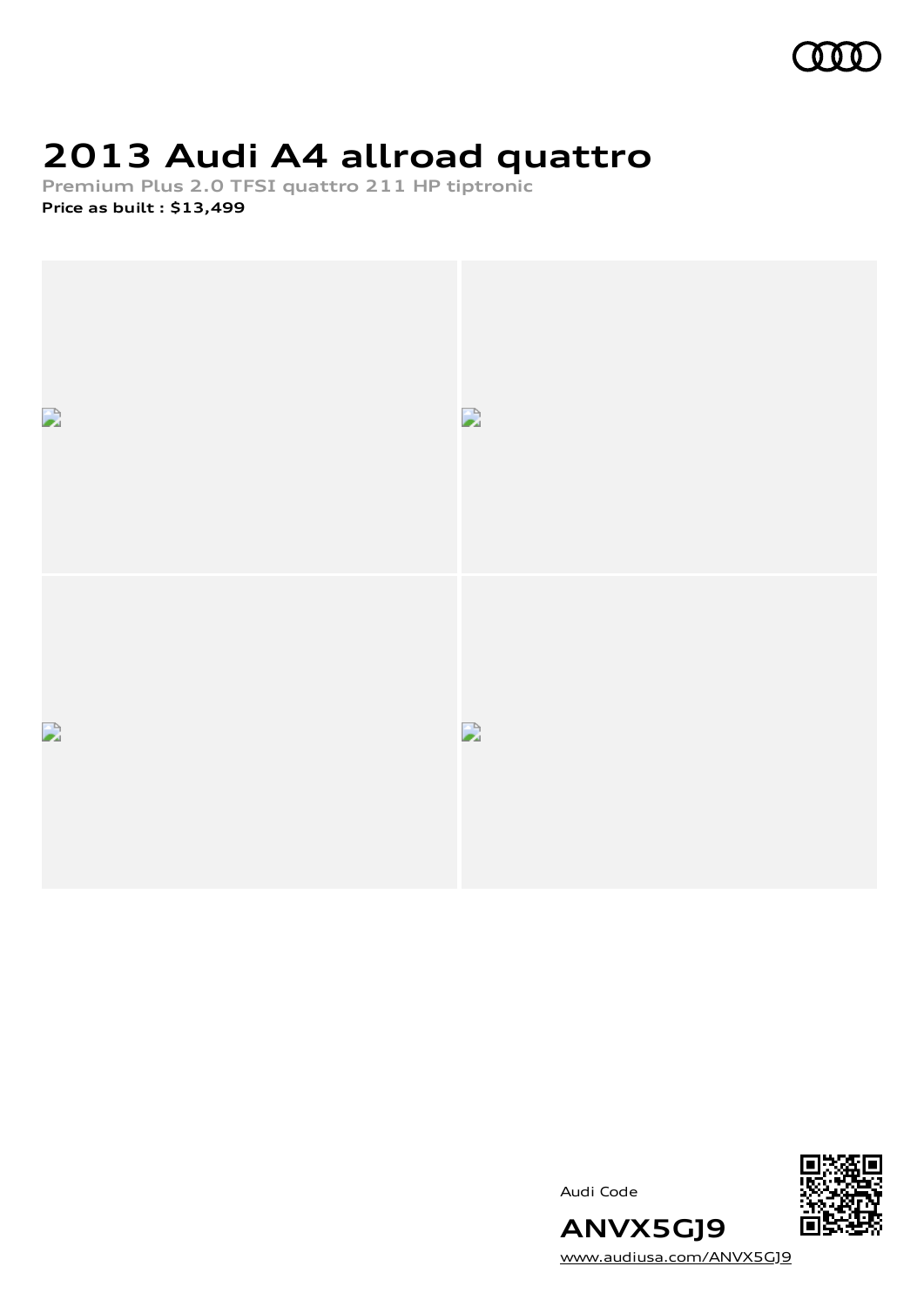# 2013 Audi A4 allroad quattro

**Premium Plus 2.0 TFSI quattro 211 HP tiptronic**

**Price as built : $13,499**

Audi Code

**ANVX5GJ9**

www.audiusa.com/ANVX5GJ9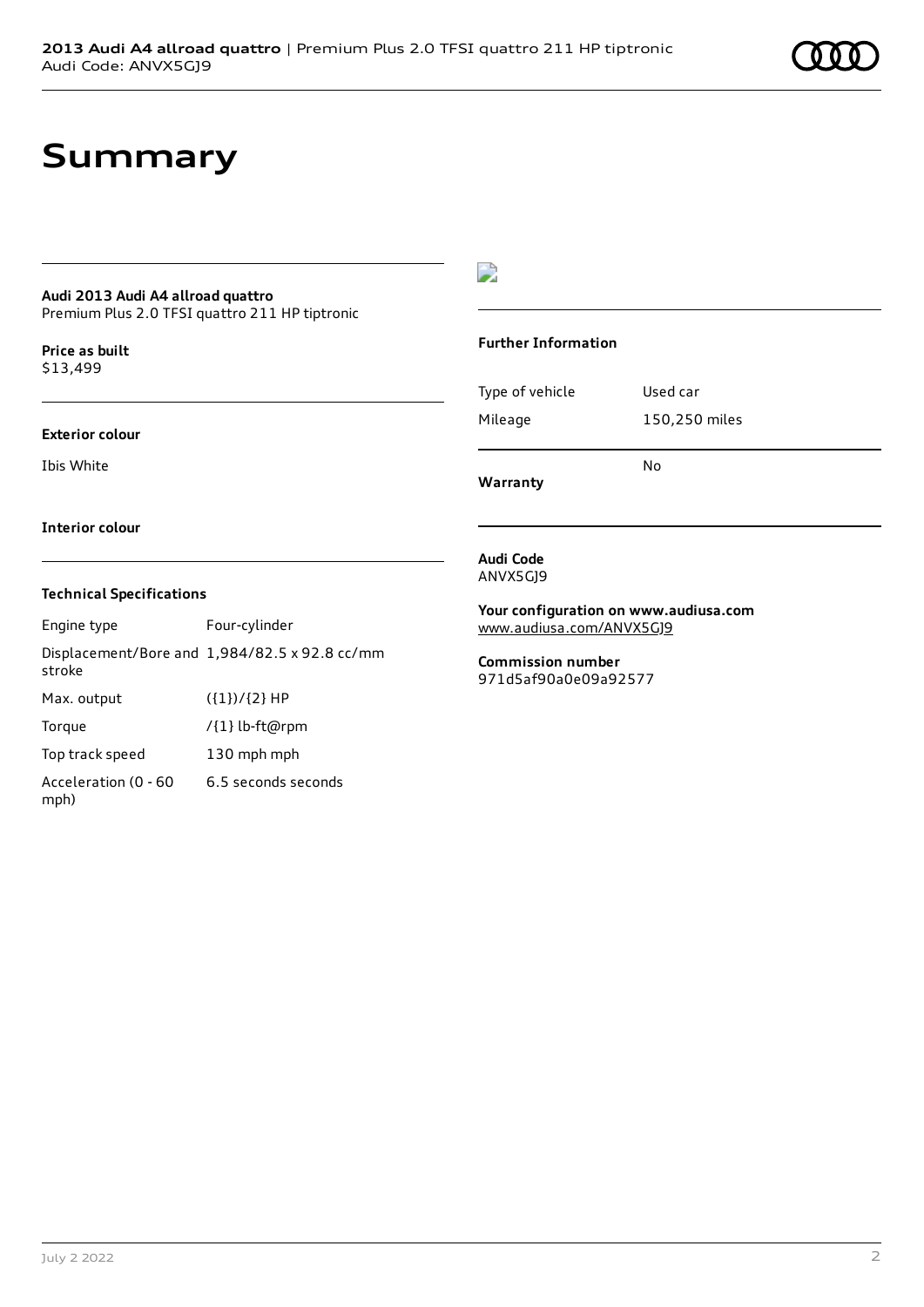# Summary

**Audi 2013 Audi A4 allroad quattro**
Premium Plus 2.0 TFSI quattro 211 HP tiptronic

**Price as built**
$13,499

**Exterior colour**

Ibis White

**Interior colour**

### Technical Specifications

| | |
|---|---|
| Engine type | Four-cylinder |
| Displacement/Bore and stroke | 1,984/82.5 x 92.8 cc/mm |
| Max. output | ({1})/{2} HP |
| Torque | /{1} lb-ft@rpm |
| Top track speed | 130 mph mph |
| Acceleration (0 - 60 mph) | 6.5 seconds seconds |

### Further Information

| | |
|---|---|
| Type of vehicle | Used car |
| Mileage | 150,250 miles |

**Warranty** No

**Audi Code**
ANVX5GJ9

**Your configuration on www.audiusa.com**
www.audiusa.com/ANVX5GJ9

**Commission number**
971d5af90a0e09a92577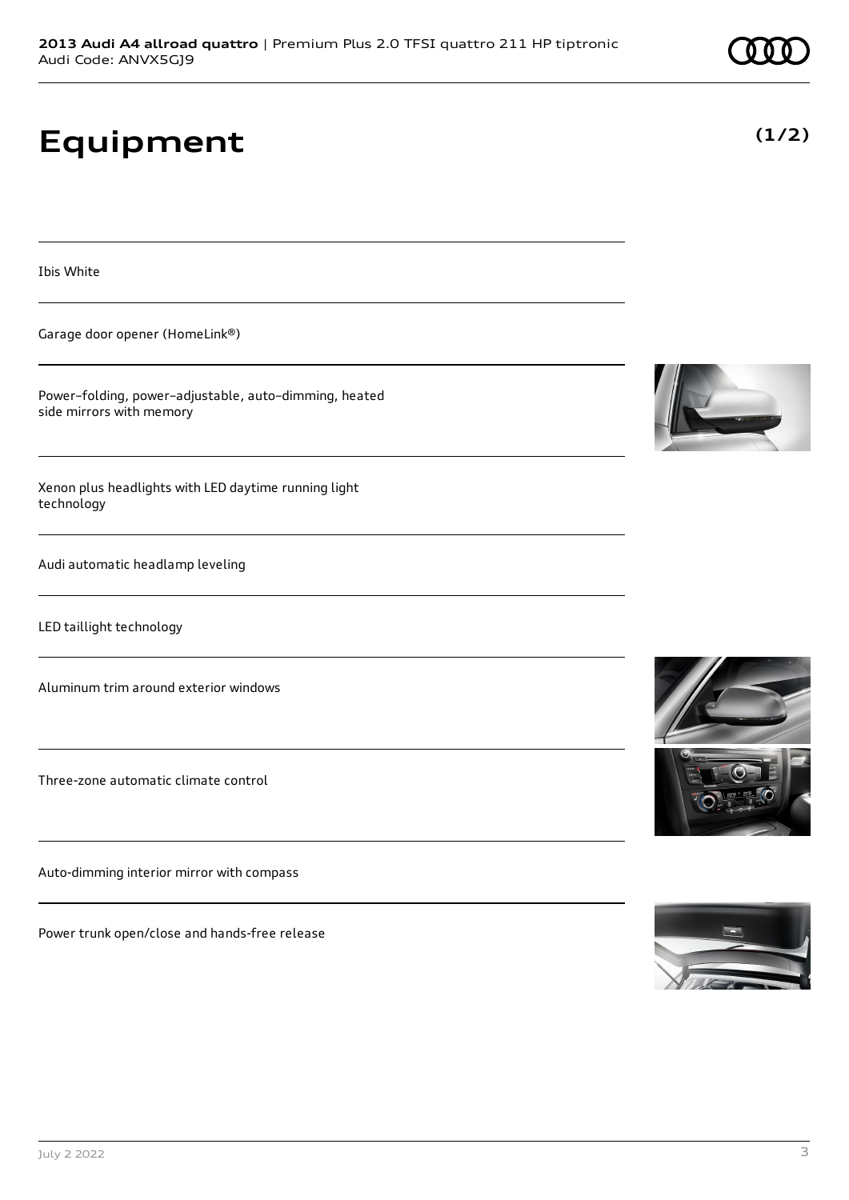# Equipment

**(1/2)**

Ibis White

Garage door opener (HomeLink®)

Power–folding, power–adjustable, auto–dimming, heated side mirrors with memory

Xenon plus headlights with LED daytime running light technology

Audi automatic headlamp leveling

LED taillight technology

Aluminum trim around exterior windows

Three-zone automatic climate control

Auto-dimming interior mirror with compass

Power trunk open/close and hands-free release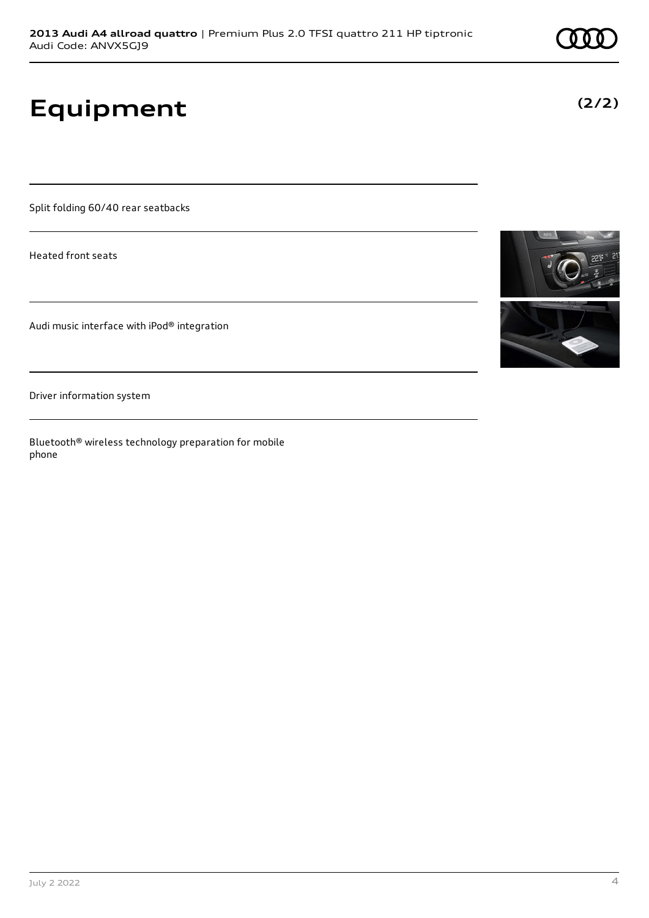# Equipment

**(2/2)**

Split folding 60/40 rear seatbacks

Heated front seats

Audi music interface with iPod® integration

Driver information system

Bluetooth® wireless technology preparation for mobile phone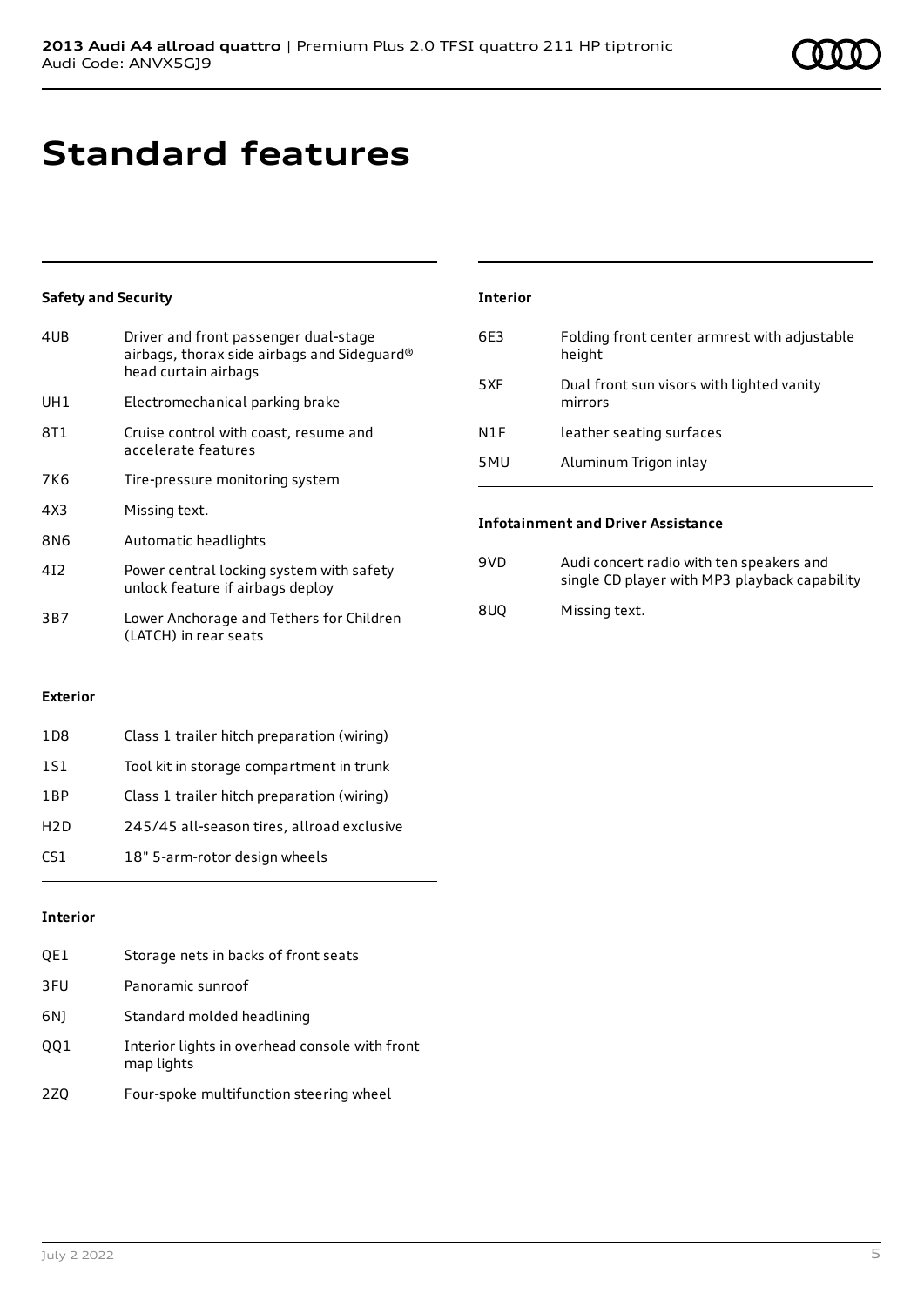# Standard features

### Safety and Security

| | |
|---|---|
| 4UB | Driver and front passenger dual-stage airbags, thorax side airbags and Sideguard® head curtain airbags |
| UH1 | Electromechanical parking brake |
| 8T1 | Cruise control with coast, resume and accelerate features |
| 7K6 | Tire-pressure monitoring system |
| 4X3 | Missing text. |
| 8N6 | Automatic headlights |
| 4I2 | Power central locking system with safety unlock feature if airbags deploy |
| 3B7 | Lower Anchorage and Tethers for Children (LATCH) in rear seats |

### Exterior

| | |
|---|---|
| 1D8 | Class 1 trailer hitch preparation (wiring) |
| 1S1 | Tool kit in storage compartment in trunk |
| 1BP | Class 1 trailer hitch preparation (wiring) |
| H2D | 245/45 all-season tires, allroad exclusive |
| CS1 | 18" 5-arm-rotor design wheels |

### Interior

| | |
|---|---|
| QE1 | Storage nets in backs of front seats |
| 3FU | Panoramic sunroof |
| 6NJ | Standard molded headlining |
| QQ1 | Interior lights in overhead console with front map lights |
| 2ZQ | Four-spoke multifunction steering wheel |

### Interior

| | |
|---|---|
| 6E3 | Folding front center armrest with adjustable height |
| 5XF | Dual front sun visors with lighted vanity mirrors |
| N1F | leather seating surfaces |
| 5MU | Aluminum Trigon inlay |

### Infotainment and Driver Assistance

| | |
|---|---|
| 9VD | Audi concert radio with ten speakers and single CD player with MP3 playback capability |
| 8UQ | Missing text. |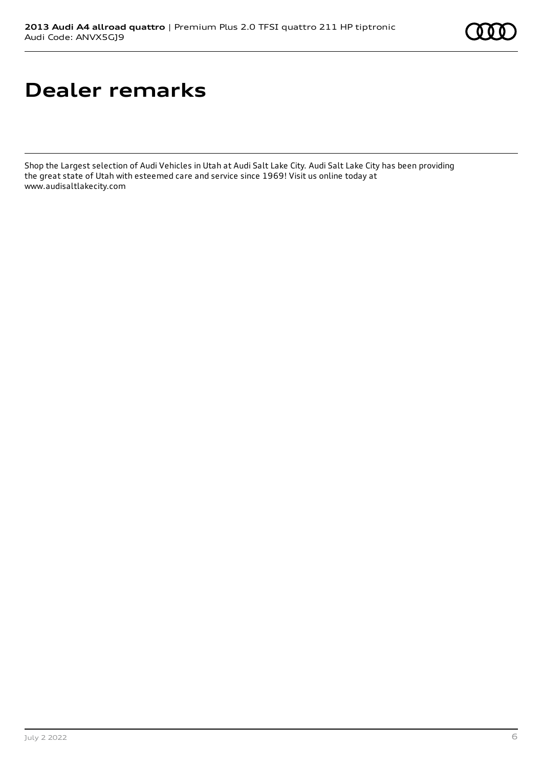# Dealer remarks

Shop the Largest selection of Audi Vehicles in Utah at Audi Salt Lake City. Audi Salt Lake City has been providing the great state of Utah with esteemed care and service since 1969! Visit us online today at www.audisaltlakecity.com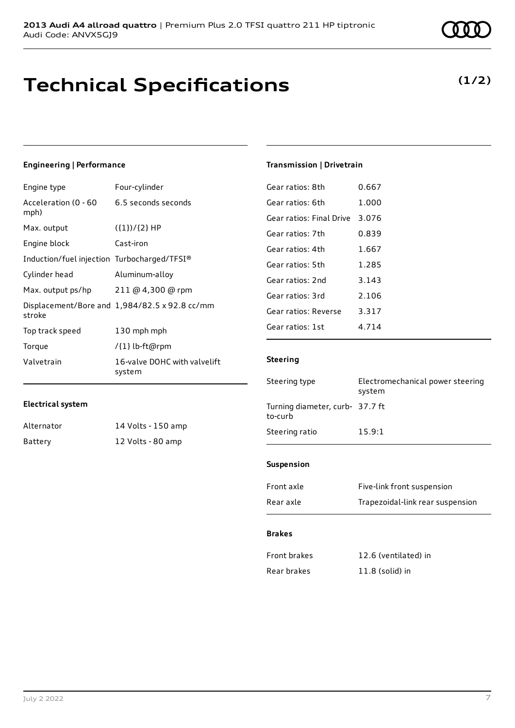**2013 Audi A4 allroad quattro** | Premium Plus 2.0 TFSI quattro 211 HP tiptronic
Audi Code: ANVX5GJ9

# Technical Specifications

**(1/2)**

### Engineering | Performance

| | |
|---|---|
| Engine type | Four-cylinder |
| Acceleration (0 - 60 mph) | 6.5 seconds seconds |
| Max. output | ({1})/{2} HP |
| Engine block | Cast-iron |
| Induction/fuel injection | Turbocharged/TFSI® |
| Cylinder head | Aluminum-alloy |
| Max. output ps/hp | 211 @ 4,300 @ rpm |
| Displacement/Bore and stroke | 1,984/82.5 x 92.8 cc/mm |
| Top track speed | 130 mph mph |
| Torque | /{1} lb-ft@rpm |
| Valvetrain | 16-valve DOHC with valvelift system |

### Electrical system

| | |
|---|---|
| Alternator | 14 Volts - 150 amp |
| Battery | 12 Volts - 80 amp |

### Transmission | Drivetrain

| | |
|---|---|
| Gear ratios: 8th | 0.667 |
| Gear ratios: 6th | 1.000 |
| Gear ratios: Final Drive | 3.076 |
| Gear ratios: 7th | 0.839 |
| Gear ratios: 4th | 1.667 |
| Gear ratios: 5th | 1.285 |
| Gear ratios: 2nd | 3.143 |
| Gear ratios: 3rd | 2.106 |
| Gear ratios: Reverse | 3.317 |
| Gear ratios: 1st | 4.714 |

### Steering

| | |
|---|---|
| Steering type | Electromechanical power steering system |
| Turning diameter, curb-to-curb | 37.7 ft |
| Steering ratio | 15.9:1 |

### Suspension

| | |
|---|---|
| Front axle | Five-link front suspension |
| Rear axle | Trapezoidal-link rear suspension |

### Brakes

| | |
|---|---|
| Front brakes | 12.6 (ventilated) in |
| Rear brakes | 11.8 (solid) in |

July 2 2022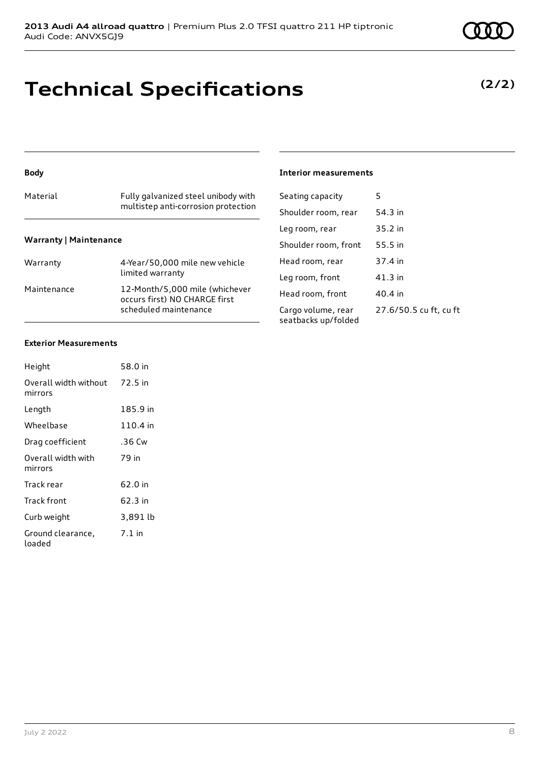# Technical Specifications

**(2/2)**

### Body

| | |
|---|---|
| Material | Fully galvanized steel unibody with multistep anti-corrosion protection |

### Warranty | Maintenance

| | |
|---|---|
| Warranty | 4-Year/50,000 mile new vehicle limited warranty |
| Maintenance | 12-Month/5,000 mile (whichever occurs first) NO CHARGE first scheduled maintenance |

### Exterior Measurements

| | |
|---|---|
| Height | 58.0 in |
| Overall width without mirrors | 72.5 in |
| Length | 185.9 in |
| Wheelbase | 110.4 in |
| Drag coefficient | .36 Cw |
| Overall width with mirrors | 79 in |
| Track rear | 62.0 in |
| Track front | 62.3 in |
| Curb weight | 3,891 lb |
| Ground clearance, loaded | 7.1 in |

### Interior measurements

| | |
|---|---|
| Seating capacity | 5 |
| Shoulder room, rear | 54.3 in |
| Leg room, rear | 35.2 in |
| Shoulder room, front | 55.5 in |
| Head room, rear | 37.4 in |
| Leg room, front | 41.3 in |
| Head room, front | 40.4 in |
| Cargo volume, rear seatbacks up/folded | 27.6/50.5 cu ft, cu ft |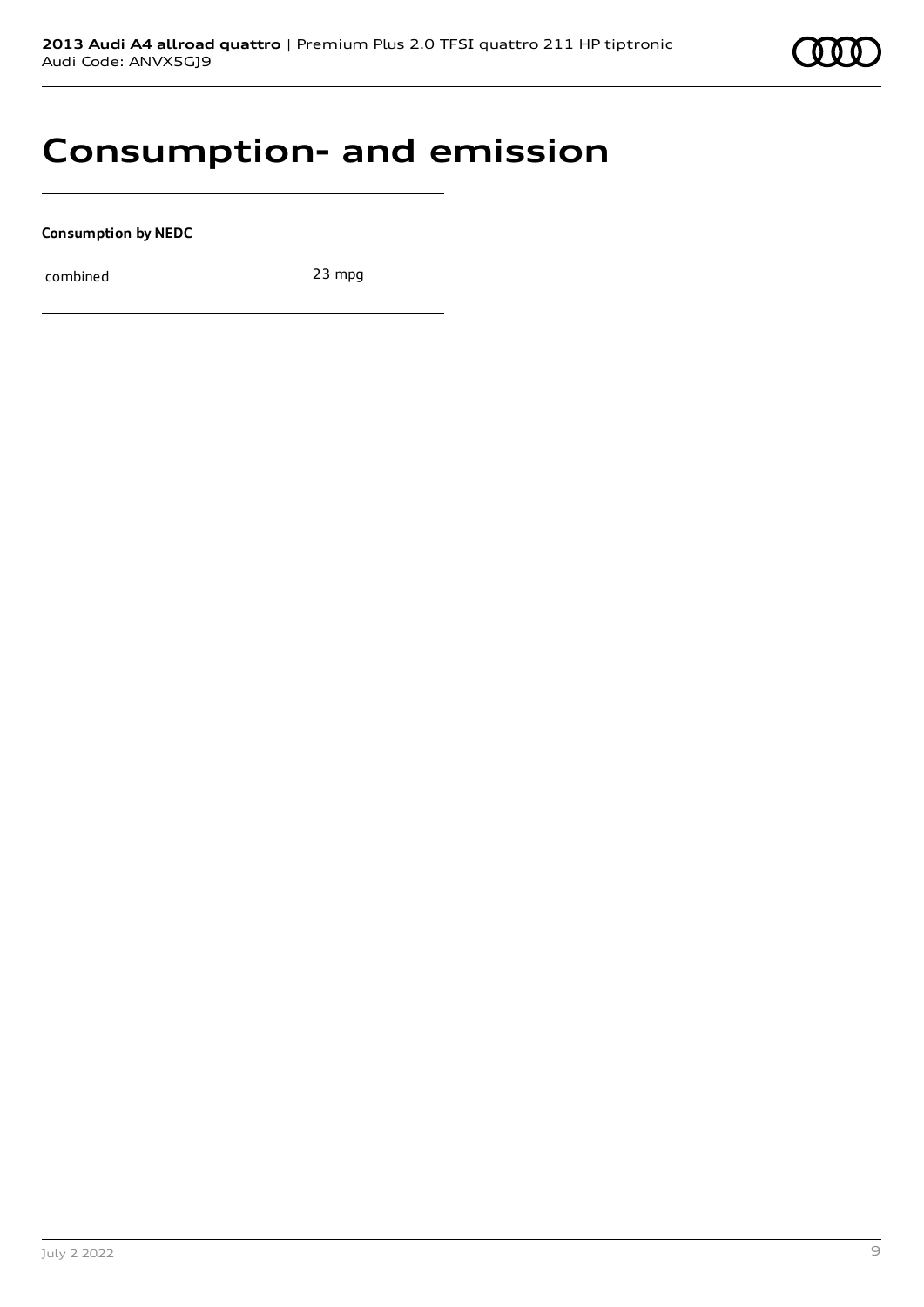# Consumption- and emission

**Consumption by NEDC**

| | |
|---|---|
| combined | 23 mpg |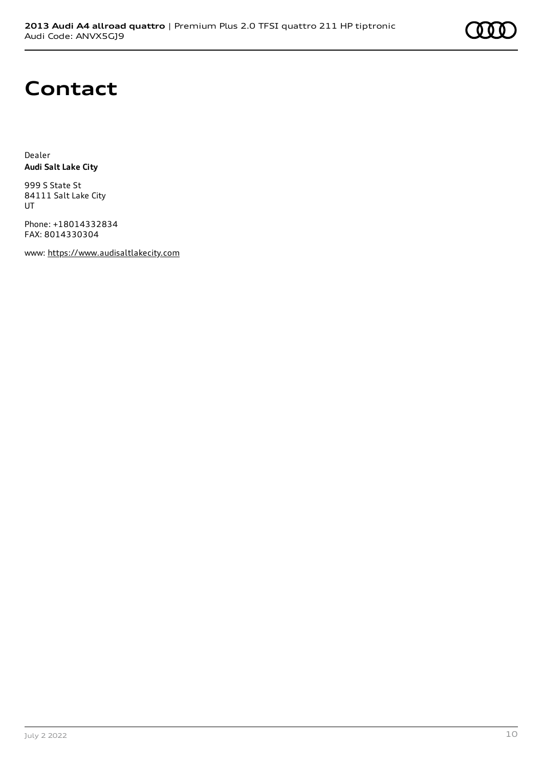# Contact

Dealer
**Audi Salt Lake City**

999 S State St
84111 Salt Lake City
UT

Phone: +18014332834
FAX: 8014330304

www: https://www.audisaltlakecity.com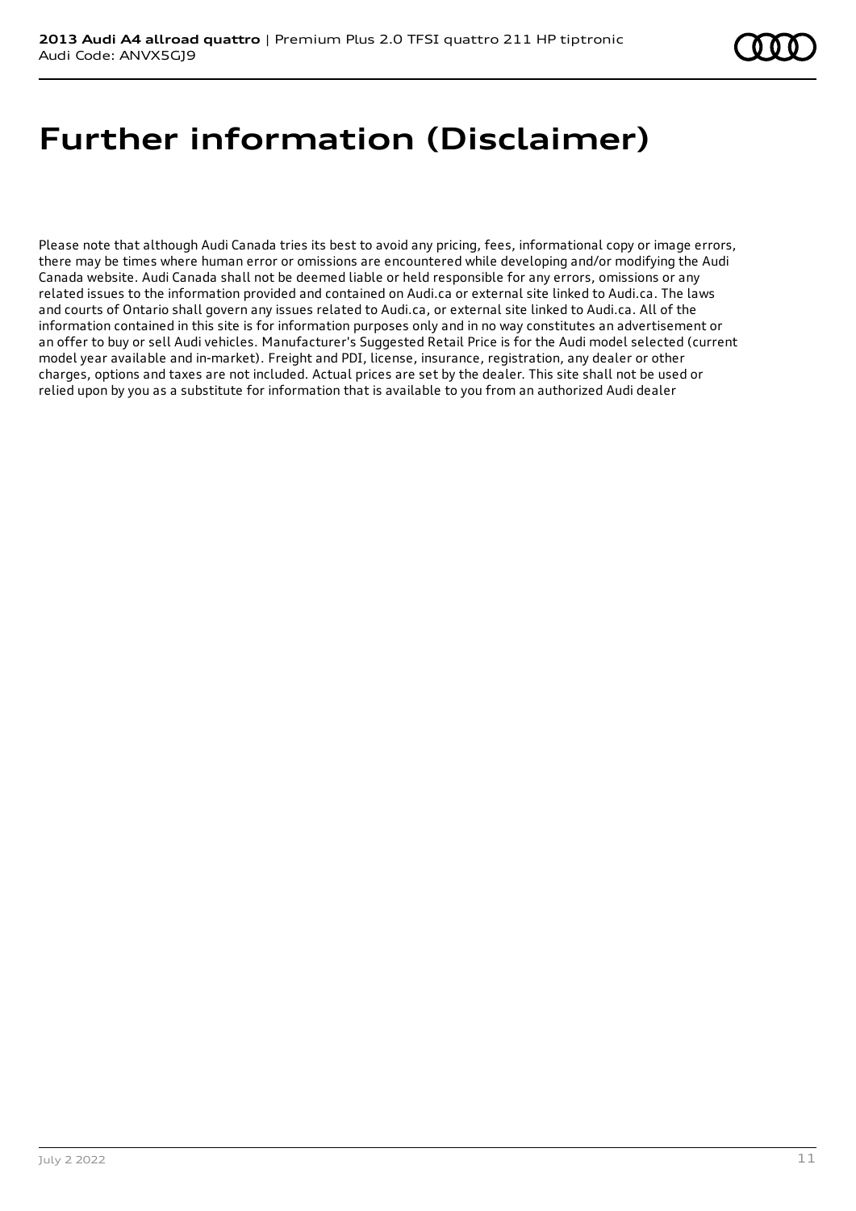# Further information (Disclaimer)

Please note that although Audi Canada tries its best to avoid any pricing, fees, informational copy or image errors, there may be times where human error or omissions are encountered while developing and/or modifying the Audi Canada website. Audi Canada shall not be deemed liable or held responsible for any errors, omissions or any related issues to the information provided and contained on Audi.ca or external site linked to Audi.ca. The laws and courts of Ontario shall govern any issues related to Audi.ca, or external site linked to Audi.ca. All of the information contained in this site is for information purposes only and in no way constitutes an advertisement or an offer to buy or sell Audi vehicles. Manufacturer's Suggested Retail Price is for the Audi model selected (current model year available and in-market). Freight and PDI, license, insurance, registration, any dealer or other charges, options and taxes are not included. Actual prices are set by the dealer. This site shall not be used or relied upon by you as a substitute for information that is available to you from an authorized Audi dealer